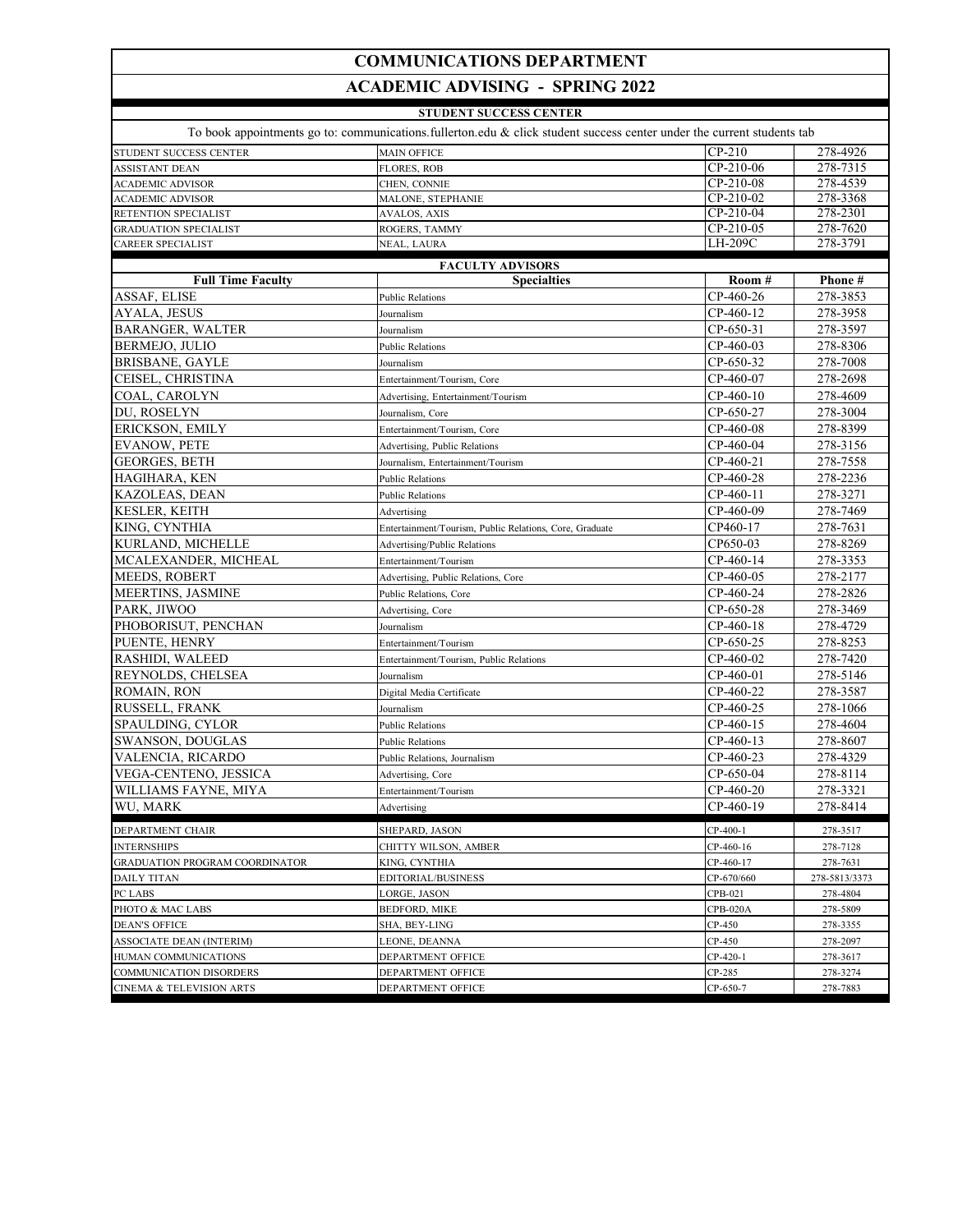# COMMUNICATIONS DEPARTMENT

## ACADEMIC ADVISING - SPRING 2022

### STUDENT SUCCESS CENTER

To book appointments go to: communications.fullerton.edu & click student success center under the current students tab

| | | | |
|---|---|---|---|
| STUDENT SUCCESS CENTER | MAIN OFFICE | CP-210 | 278-4926 |
| ASSISTANT DEAN | FLORES, ROB | CP-210-06 | 278-7315 |
| ACADEMIC ADVISOR | CHEN, CONNIE | CP-210-08 | 278-4539 |
| ACADEMIC ADVISOR | MALONE, STEPHANIE | CP-210-02 | 278-3368 |
| RETENTION SPECIALIST | AVALOS, AXIS | CP-210-04 | 278-2301 |
| GRADUATION SPECIALIST | ROGERS, TAMMY | CP-210-05 | 278-7620 |
| CAREER SPECIALIST | NEAL, LAURA | LH-209C | 278-3791 |

### FACULTY ADVISORS

| Full Time Faculty | Specialties | Room # | Phone # |
|---|---|---|---|
| ASSAF, ELISE | Public Relations | CP-460-26 | 278-3853 |
| AYALA, JESUS | Journalism | CP-460-12 | 278-3958 |
| BARANGER, WALTER | Journalism | CP-650-31 | 278-3597 |
| BERMEJO, JULIO | Public Relations | CP-460-03 | 278-8306 |
| BRISBANE, GAYLE | Journalism | CP-650-32 | 278-7008 |
| CEISEL, CHRISTINA | Entertainment/Tourism, Core | CP-460-07 | 278-2698 |
| COAL, CAROLYN | Advertising, Entertainment/Tourism | CP-460-10 | 278-4609 |
| DU, ROSELYN | Journalism, Core | CP-650-27 | 278-3004 |
| ERICKSON, EMILY | Entertainment/Tourism, Core | CP-460-08 | 278-8399 |
| EVANOW, PETE | Advertising, Public Relations | CP-460-04 | 278-3156 |
| GEORGES, BETH | Journalism, Entertainment/Tourism | CP-460-21 | 278-7558 |
| HAGIHARA, KEN | Public Relations | CP-460-28 | 278-2236 |
| KAZOLEAS, DEAN | Public Relations | CP-460-11 | 278-3271 |
| KESLER, KEITH | Advertising | CP-460-09 | 278-7469 |
| KING, CYNTHIA | Entertainment/Tourism, Public Relations, Core, Graduate | CP460-17 | 278-7631 |
| KURLAND, MICHELLE | Advertising/Public Relations | CP650-03 | 278-8269 |
| MCALEXANDER, MICHEAL | Entertainment/Tourism | CP-460-14 | 278-3353 |
| MEEDS, ROBERT | Advertising, Public Relations, Core | CP-460-05 | 278-2177 |
| MEERTINS, JASMINE | Public Relations, Core | CP-460-24 | 278-2826 |
| PARK, JIWOO | Advertising, Core | CP-650-28 | 278-3469 |
| PHOBORISUT, PENCHAN | Journalism | CP-460-18 | 278-4729 |
| PUENTE, HENRY | Entertainment/Tourism | CP-650-25 | 278-8253 |
| RASHIDI, WALEED | Entertainment/Tourism, Public Relations | CP-460-02 | 278-7420 |
| REYNOLDS, CHELSEA | Journalism | CP-460-01 | 278-5146 |
| ROMAIN, RON | Digital Media Certificate | CP-460-22 | 278-3587 |
| RUSSELL, FRANK | Journalism | CP-460-25 | 278-1066 |
| SPAULDING, CYLOR | Public Relations | CP-460-15 | 278-4604 |
| SWANSON, DOUGLAS | Public Relations | CP-460-13 | 278-8607 |
| VALENCIA, RICARDO | Public Relations, Journalism | CP-460-23 | 278-4329 |
| VEGA-CENTENO, JESSICA | Advertising, Core | CP-650-04 | 278-8114 |
| WILLIAMS FAYNE, MIYA | Entertainment/Tourism | CP-460-20 | 278-3321 |
| WU, MARK | Advertising | CP-460-19 | 278-8414 |

| | | | |
|---|---|---|---|
| DEPARTMENT CHAIR | SHEPARD, JASON | CP-400-1 | 278-3517 |
| INTERNSHIPS | CHITTY WILSON, AMBER | CP-460-16 | 278-7128 |
| GRADUATION PROGRAM COORDINATOR | KING, CYNTHIA | CP-460-17 | 278-7631 |
| DAILY TITAN | EDITORIAL/BUSINESS | CP-670/660 | 278-5813/3373 |
| PC LABS | LORGE, JASON | CPB-021 | 278-4804 |
| PHOTO & MAC LABS | BEDFORD, MIKE | CPB-020A | 278-5809 |
| DEAN'S OFFICE | SHA, BEY-LING | CP-450 | 278-3355 |
| ASSOCIATE DEAN (INTERIM) | LEONE, DEANNA | CP-450 | 278-2097 |
| HUMAN COMMUNICATIONS | DEPARTMENT OFFICE | CP-420-1 | 278-3617 |
| COMMUNICATION DISORDERS | DEPARTMENT OFFICE | CP-285 | 278-3274 |
| CINEMA & TELEVISION ARTS | DEPARTMENT OFFICE | CP-650-7 | 278-7883 |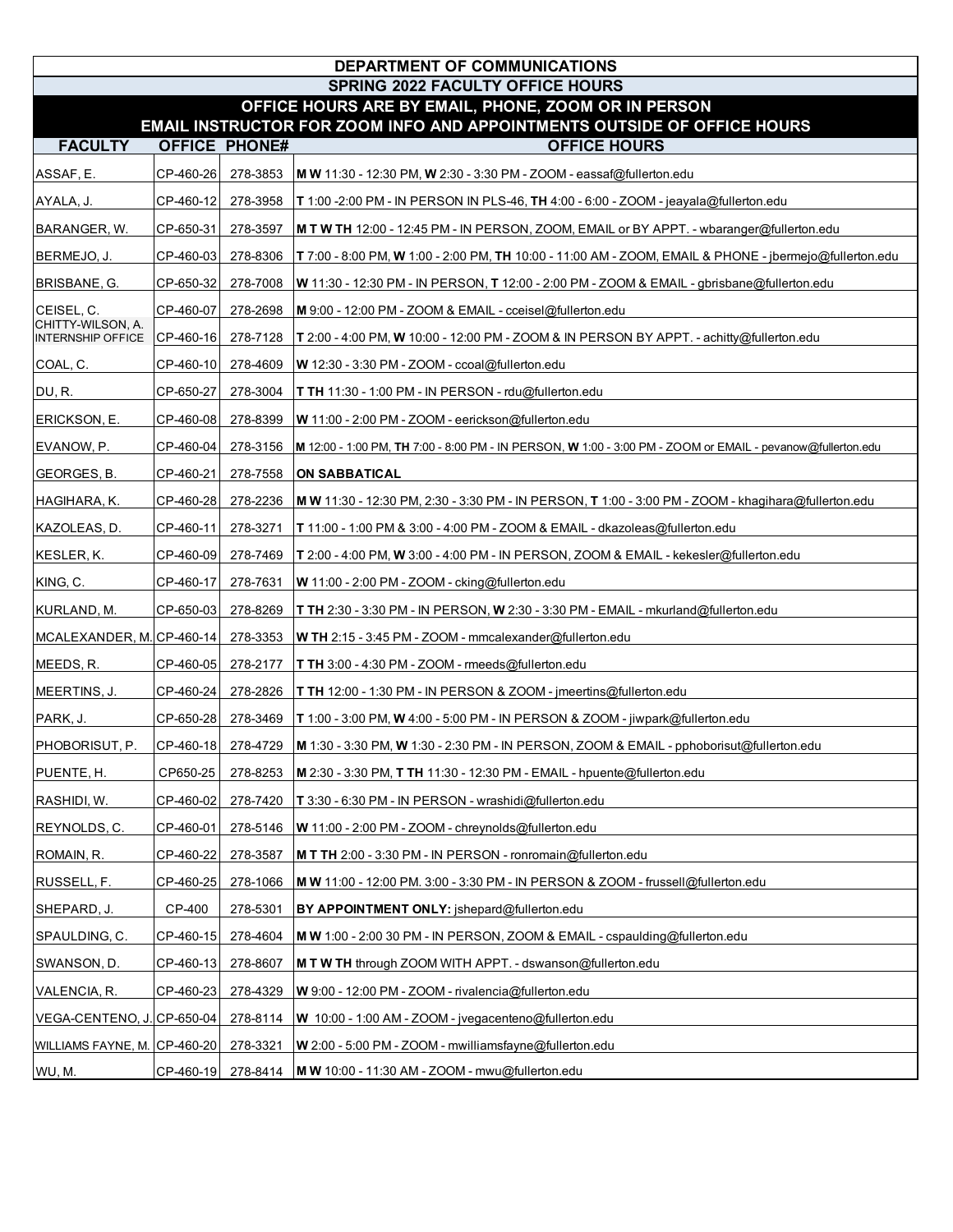| DEPARTMENT OF COMMUNICATIONS | | | |
|---|---|---|---|
| SPRING 2022 FACULTY OFFICE HOURS | | | |
| OFFICE HOURS ARE BY EMAIL, PHONE, ZOOM OR IN PERSON | | | |
| EMAIL INSTRUCTOR FOR ZOOM INFO AND APPOINTMENTS OUTSIDE OF OFFICE HOURS | | | |
| **FACULTY** | **OFFICE** | **PHONE#** | **OFFICE HOURS** |
| ASSAF, E. | CP-460-26 | 278-3853 | **M W** 11:30 - 12:30 PM, **W** 2:30 - 3:30 PM - ZOOM - eassaf@fullerton.edu |
| AYALA, J. | CP-460-12 | 278-3958 | **T** 1:00 -2:00 PM - IN PERSON IN PLS-46, **TH** 4:00 - 6:00 - ZOOM - jeayala@fullerton.edu |
| BARANGER, W. | CP-650-31 | 278-3597 | **M T W TH** 12:00 - 12:45 PM - IN PERSON, ZOOM, EMAIL or BY APPT. - wbaranger@fullerton.edu |
| BERMEJO, J. | CP-460-03 | 278-8306 | **T** 7:00 - 8:00 PM, **W** 1:00 - 2:00 PM, **TH** 10:00 - 11:00 AM - ZOOM, EMAIL & PHONE - jbermejo@fullerton.edu |
| BRISBANE, G. | CP-650-32 | 278-7008 | **W** 11:30 - 12:30 PM - IN PERSON, **T** 12:00 - 2:00 PM - ZOOM & EMAIL - gbrisbane@fullerton.edu |
| CEISEL, C. | CP-460-07 | 278-2698 | **M** 9:00 - 12:00 PM - ZOOM & EMAIL - cceisel@fullerton.edu |
| CHITTY-WILSON, A. INTERNSHIP OFFICE | CP-460-16 | 278-7128 | **T** 2:00 - 4:00 PM, **W** 10:00 - 12:00 PM - ZOOM & IN PERSON BY APPT. - achitty@fullerton.edu |
| COAL, C. | CP-460-10 | 278-4609 | **W** 12:30 - 3:30 PM - ZOOM - ccoal@fullerton.edu |
| DU, R. | CP-650-27 | 278-3004 | **T TH** 11:30 - 1:00 PM - IN PERSON - rdu@fullerton.edu |
| ERICKSON, E. | CP-460-08 | 278-8399 | **W** 11:00 - 2:00 PM - ZOOM - eerickson@fullerton.edu |
| EVANOW, P. | CP-460-04 | 278-3156 | **M** 12:00 - 1:00 PM, **TH** 7:00 - 8:00 PM - IN PERSON, **W** 1:00 - 3:00 PM - ZOOM or EMAIL - pevanow@fullerton.edu |
| GEORGES, B. | CP-460-21 | 278-7558 | **ON SABBATICAL** |
| HAGIHARA, K. | CP-460-28 | 278-2236 | **M W** 11:30 - 12:30 PM, 2:30 - 3:30 PM - IN PERSON, **T** 1:00 - 3:00 PM - ZOOM - khagihara@fullerton.edu |
| KAZOLEAS, D. | CP-460-11 | 278-3271 | **T** 11:00 - 1:00 PM & 3:00 - 4:00 PM - ZOOM & EMAIL - dkazoleas@fullerton.edu |
| KESLER, K. | CP-460-09 | 278-7469 | **T** 2:00 - 4:00 PM, **W** 3:00 - 4:00 PM - IN PERSON, ZOOM & EMAIL - kekesler@fullerton.edu |
| KING, C. | CP-460-17 | 278-7631 | **W** 11:00 - 2:00 PM - ZOOM - cking@fullerton.edu |
| KURLAND, M. | CP-650-03 | 278-8269 | **T TH** 2:30 - 3:30 PM - IN PERSON, **W** 2:30 - 3:30 PM - EMAIL - mkurland@fullerton.edu |
| MCALEXANDER, M. | CP-460-14 | 278-3353 | **W TH** 2:15 - 3:45 PM - ZOOM - mmcalexander@fullerton.edu |
| MEEDS, R. | CP-460-05 | 278-2177 | **T TH** 3:00 - 4:30 PM - ZOOM - rmeeds@fullerton.edu |
| MEERTINS, J. | CP-460-24 | 278-2826 | **T TH** 12:00 - 1:30 PM - IN PERSON & ZOOM - jmeertins@fullerton.edu |
| PARK, J. | CP-650-28 | 278-3469 | **T** 1:00 - 3:00 PM, **W** 4:00 - 5:00 PM - IN PERSON & ZOOM - jiwpark@fullerton.edu |
| PHOBORISUT, P. | CP-460-18 | 278-4729 | **M** 1:30 - 3:30 PM, **W** 1:30 - 2:30 PM - IN PERSON, ZOOM & EMAIL - pphoborisut@fullerton.edu |
| PUENTE, H. | CP650-25 | 278-8253 | **M** 2:30 - 3:30 PM, **T TH** 11:30 - 12:30 PM - EMAIL - hpuente@fullerton.edu |
| RASHIDI, W. | CP-460-02 | 278-7420 | **T** 3:30 - 6:30 PM - IN PERSON - wrashidi@fullerton.edu |
| REYNOLDS, C. | CP-460-01 | 278-5146 | **W** 11:00 - 2:00 PM - ZOOM - chreynolds@fullerton.edu |
| ROMAIN, R. | CP-460-22 | 278-3587 | **M T TH** 2:00 - 3:30 PM - IN PERSON - ronromain@fullerton.edu |
| RUSSELL, F. | CP-460-25 | 278-1066 | **M W** 11:00 - 12:00 PM. 3:00 - 3:30 PM - IN PERSON & ZOOM - frussell@fullerton.edu |
| SHEPARD, J. | CP-400 | 278-5301 | **BY APPOINTMENT ONLY:** jshepard@fullerton.edu |
| SPAULDING, C. | CP-460-15 | 278-4604 | **M W** 1:00 - 2:00 30 PM - IN PERSON, ZOOM & EMAIL - cspaulding@fullerton.edu |
| SWANSON, D. | CP-460-13 | 278-8607 | **M T W TH** through ZOOM WITH APPT. - dswanson@fullerton.edu |
| VALENCIA, R. | CP-460-23 | 278-4329 | **W** 9:00 - 12:00 PM - ZOOM - rivalencia@fullerton.edu |
| VEGA-CENTENO, J. | CP-650-04 | 278-8114 | **W** 10:00 - 1:00 AM - ZOOM - jvegacenteno@fullerton.edu |
| WILLIAMS FAYNE, M. | CP-460-20 | 278-3321 | **W** 2:00 - 5:00 PM - ZOOM - mwilliamsfayne@fullerton.edu |
| WU, M. | CP-460-19 | 278-8414 | **M W** 10:00 - 11:30 AM - ZOOM - mwu@fullerton.edu |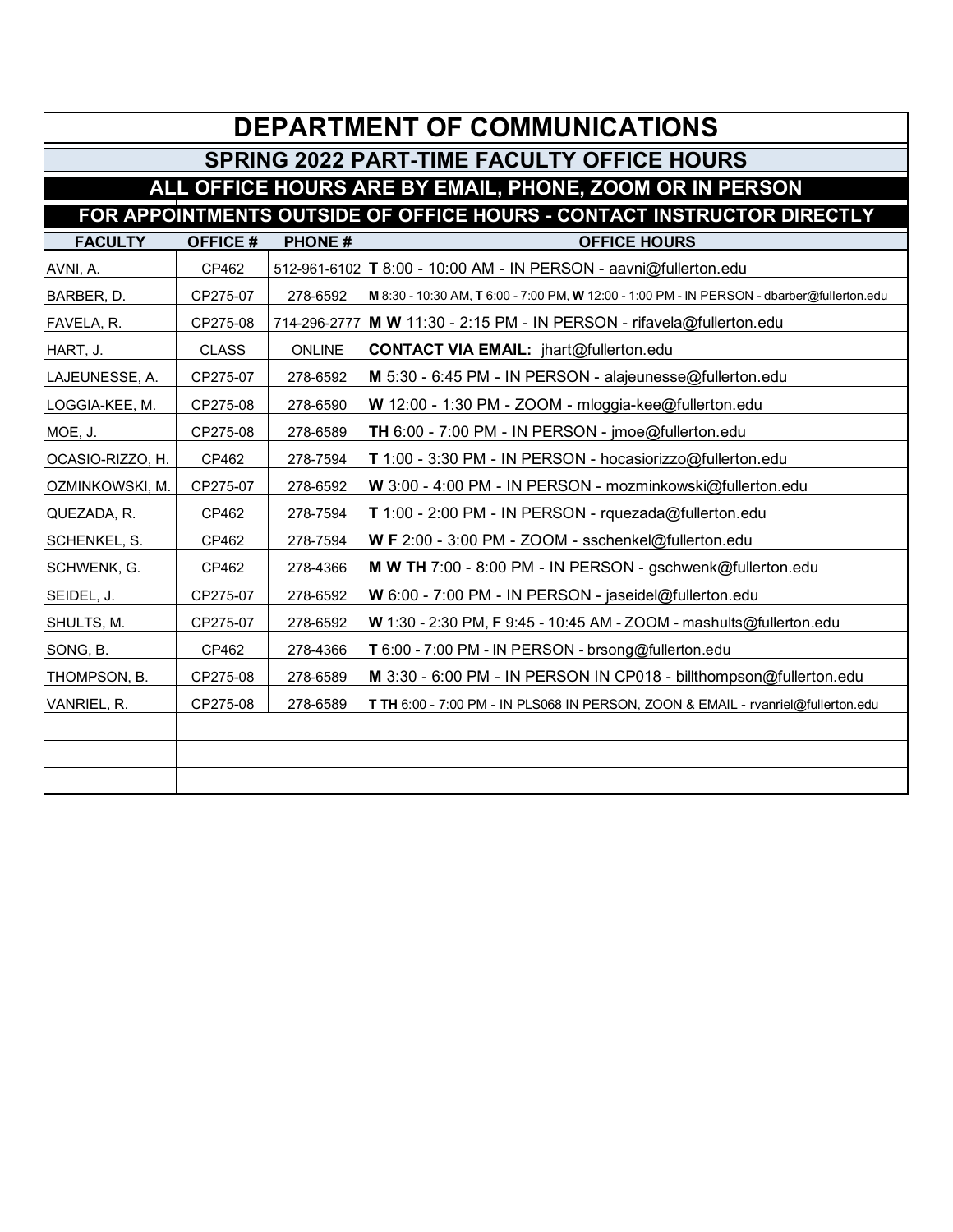# DEPARTMENT OF COMMUNICATIONS

## SPRING 2022 PART-TIME FACULTY OFFICE HOURS

### ALL OFFICE HOURS ARE BY EMAIL, PHONE, ZOOM OR IN PERSON

### FOR APPOINTMENTS OUTSIDE OF OFFICE HOURS - CONTACT INSTRUCTOR DIRECTLY

| FACULTY | OFFICE # | PHONE # | OFFICE HOURS |
|---|---|---|---|
| AVNI, A. | CP462 | 512-961-6102 | **T** 8:00 - 10:00 AM - IN PERSON - aavni@fullerton.edu |
| BARBER, D. | CP275-07 | 278-6592 | **M** 8:30 - 10:30 AM, **T** 6:00 - 7:00 PM, **W** 12:00 - 1:00 PM - IN PERSON - dbarber@fullerton.edu |
| FAVELA, R. | CP275-08 | 714-296-2777 | **M W** 11:30 - 2:15 PM - IN PERSON - rifavela@fullerton.edu |
| HART, J. | CLASS | ONLINE | **CONTACT VIA EMAIL:** jhart@fullerton.edu |
| LAJEUNESSE, A. | CP275-07 | 278-6592 | **M** 5:30 - 6:45 PM - IN PERSON - alajeunesse@fullerton.edu |
| LOGGIA-KEE, M. | CP275-08 | 278-6590 | **W** 12:00 - 1:30 PM - ZOOM - mloggia-kee@fullerton.edu |
| MOE, J. | CP275-08 | 278-6589 | **TH** 6:00 - 7:00 PM - IN PERSON - jmoe@fullerton.edu |
| OCASIO-RIZZO, H. | CP462 | 278-7594 | **T** 1:00 - 3:30 PM - IN PERSON - hocasiorizzo@fullerton.edu |
| OZMINKOWSKI, M. | CP275-07 | 278-6592 | **W** 3:00 - 4:00 PM - IN PERSON - mozminkowski@fullerton.edu |
| QUEZADA, R. | CP462 | 278-7594 | **T** 1:00 - 2:00 PM - IN PERSON - rquezada@fullerton.edu |
| SCHENKEL, S. | CP462 | 278-7594 | **W F** 2:00 - 3:00 PM - ZOOM - sschenkel@fullerton.edu |
| SCHWENK, G. | CP462 | 278-4366 | **M W TH** 7:00 - 8:00 PM - IN PERSON - gschwenk@fullerton.edu |
| SEIDEL, J. | CP275-07 | 278-6592 | **W** 6:00 - 7:00 PM - IN PERSON - jaseidel@fullerton.edu |
| SHULTS, M. | CP275-07 | 278-6592 | **W** 1:30 - 2:30 PM, **F** 9:45 - 10:45 AM - ZOOM - mashults@fullerton.edu |
| SONG, B. | CP462 | 278-4366 | **T** 6:00 - 7:00 PM - IN PERSON - brsong@fullerton.edu |
| THOMPSON, B. | CP275-08 | 278-6589 | **M** 3:30 - 6:00 PM - IN PERSON IN CP018 - billthompson@fullerton.edu |
| VANRIEL, R. | CP275-08 | 278-6589 | **T TH** 6:00 - 7:00 PM - IN PLS068 IN PERSON, ZOON & EMAIL - rvanriel@fullerton.edu |
| | | | |
| | | | |
| | | | |